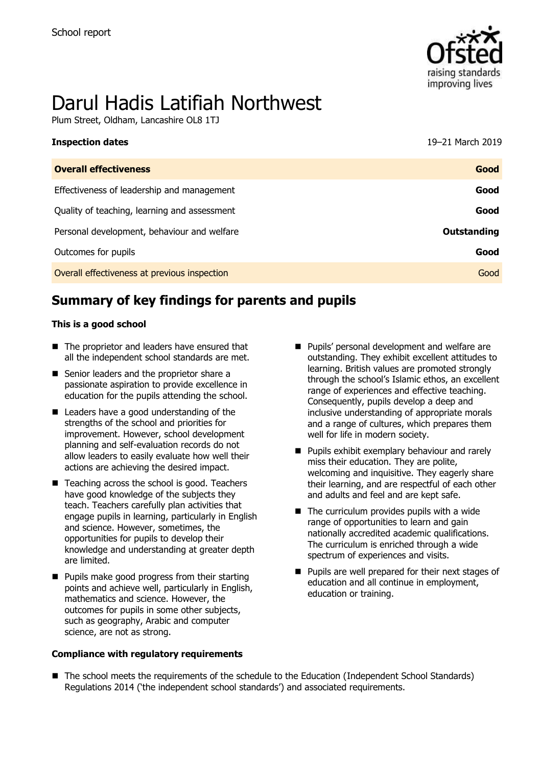School report

# Darul Hadis Latifiah Northwest

Plum Street, Oldham, Lancashire OL8 1TJ

| **Inspection dates** | 19–21 March 2019 |
| --- | --- |
| **Overall effectiveness** | **Good** |
| Effectiveness of leadership and management | **Good** |
| Quality of teaching, learning and assessment | **Good** |
| Personal development, behaviour and welfare | **Outstanding** |
| Outcomes for pupils | **Good** |
| Overall effectiveness at previous inspection | Good |

## Summary of key findings for parents and pupils

**This is a good school**

- The proprietor and leaders have ensured that all the independent school standards are met.
- Senior leaders and the proprietor share a passionate aspiration to provide excellence in education for the pupils attending the school.
- Leaders have a good understanding of the strengths of the school and priorities for improvement. However, school development planning and self-evaluation records do not allow leaders to easily evaluate how well their actions are achieving the desired impact.
- Teaching across the school is good. Teachers have good knowledge of the subjects they teach. Teachers carefully plan activities that engage pupils in learning, particularly in English and science. However, sometimes, the opportunities for pupils to develop their knowledge and understanding at greater depth are limited.
- Pupils make good progress from their starting points and achieve well, particularly in English, mathematics and science. However, the outcomes for pupils in some other subjects, such as geography, Arabic and computer science, are not as strong.
- Pupils' personal development and welfare are outstanding. They exhibit excellent attitudes to learning. British values are promoted strongly through the school's Islamic ethos, an excellent range of experiences and effective teaching. Consequently, pupils develop a deep and inclusive understanding of appropriate morals and a range of cultures, which prepares them well for life in modern society.
- Pupils exhibit exemplary behaviour and rarely miss their education. They are polite, welcoming and inquisitive. They eagerly share their learning, and are respectful of each other and adults and feel and are kept safe.
- The curriculum provides pupils with a wide range of opportunities to learn and gain nationally accredited academic qualifications. The curriculum is enriched through a wide spectrum of experiences and visits.
- Pupils are well prepared for their next stages of education and all continue in employment, education or training.

**Compliance with regulatory requirements**

- The school meets the requirements of the schedule to the Education (Independent School Standards) Regulations 2014 ('the independent school standards') and associated requirements.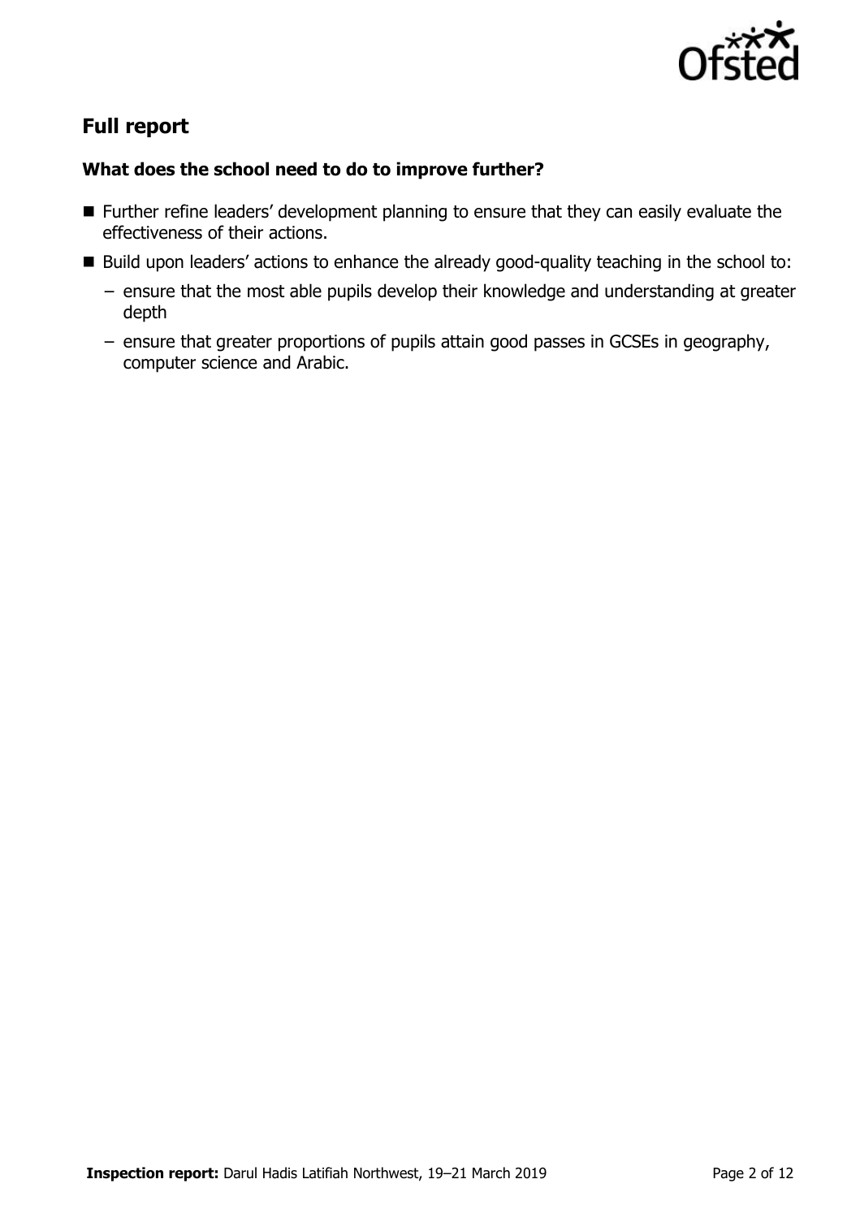## Full report

### What does the school need to do to improve further?

- Further refine leaders' development planning to ensure that they can easily evaluate the effectiveness of their actions.
- Build upon leaders' actions to enhance the already good-quality teaching in the school to:
  - ensure that the most able pupils develop their knowledge and understanding at greater depth
  - ensure that greater proportions of pupils attain good passes in GCSEs in geography, computer science and Arabic.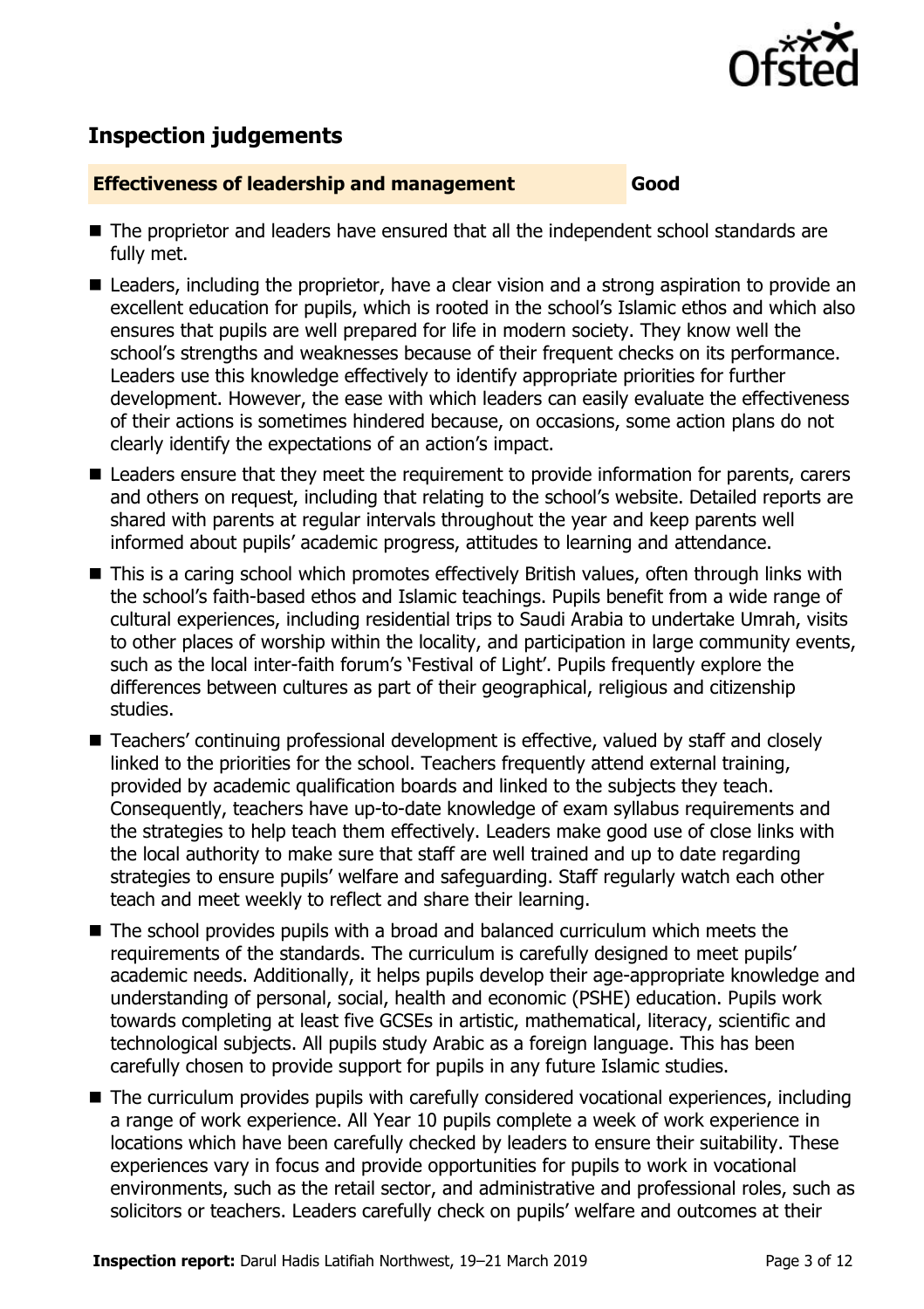## Inspection judgements

| Effectiveness of leadership and management | Good |
| --- | --- |

- The proprietor and leaders have ensured that all the independent school standards are fully met.
- Leaders, including the proprietor, have a clear vision and a strong aspiration to provide an excellent education for pupils, which is rooted in the school's Islamic ethos and which also ensures that pupils are well prepared for life in modern society. They know well the school's strengths and weaknesses because of their frequent checks on its performance. Leaders use this knowledge effectively to identify appropriate priorities for further development. However, the ease with which leaders can easily evaluate the effectiveness of their actions is sometimes hindered because, on occasions, some action plans do not clearly identify the expectations of an action's impact.
- Leaders ensure that they meet the requirement to provide information for parents, carers and others on request, including that relating to the school's website. Detailed reports are shared with parents at regular intervals throughout the year and keep parents well informed about pupils' academic progress, attitudes to learning and attendance.
- This is a caring school which promotes effectively British values, often through links with the school's faith-based ethos and Islamic teachings. Pupils benefit from a wide range of cultural experiences, including residential trips to Saudi Arabia to undertake Umrah, visits to other places of worship within the locality, and participation in large community events, such as the local inter-faith forum's 'Festival of Light'. Pupils frequently explore the differences between cultures as part of their geographical, religious and citizenship studies.
- Teachers' continuing professional development is effective, valued by staff and closely linked to the priorities for the school. Teachers frequently attend external training, provided by academic qualification boards and linked to the subjects they teach. Consequently, teachers have up-to-date knowledge of exam syllabus requirements and the strategies to help teach them effectively. Leaders make good use of close links with the local authority to make sure that staff are well trained and up to date regarding strategies to ensure pupils' welfare and safeguarding. Staff regularly watch each other teach and meet weekly to reflect and share their learning.
- The school provides pupils with a broad and balanced curriculum which meets the requirements of the standards. The curriculum is carefully designed to meet pupils' academic needs. Additionally, it helps pupils develop their age-appropriate knowledge and understanding of personal, social, health and economic (PSHE) education. Pupils work towards completing at least five GCSEs in artistic, mathematical, literacy, scientific and technological subjects. All pupils study Arabic as a foreign language. This has been carefully chosen to provide support for pupils in any future Islamic studies.
- The curriculum provides pupils with carefully considered vocational experiences, including a range of work experience. All Year 10 pupils complete a week of work experience in locations which have been carefully checked by leaders to ensure their suitability. These experiences vary in focus and provide opportunities for pupils to work in vocational environments, such as the retail sector, and administrative and professional roles, such as solicitors or teachers. Leaders carefully check on pupils' welfare and outcomes at their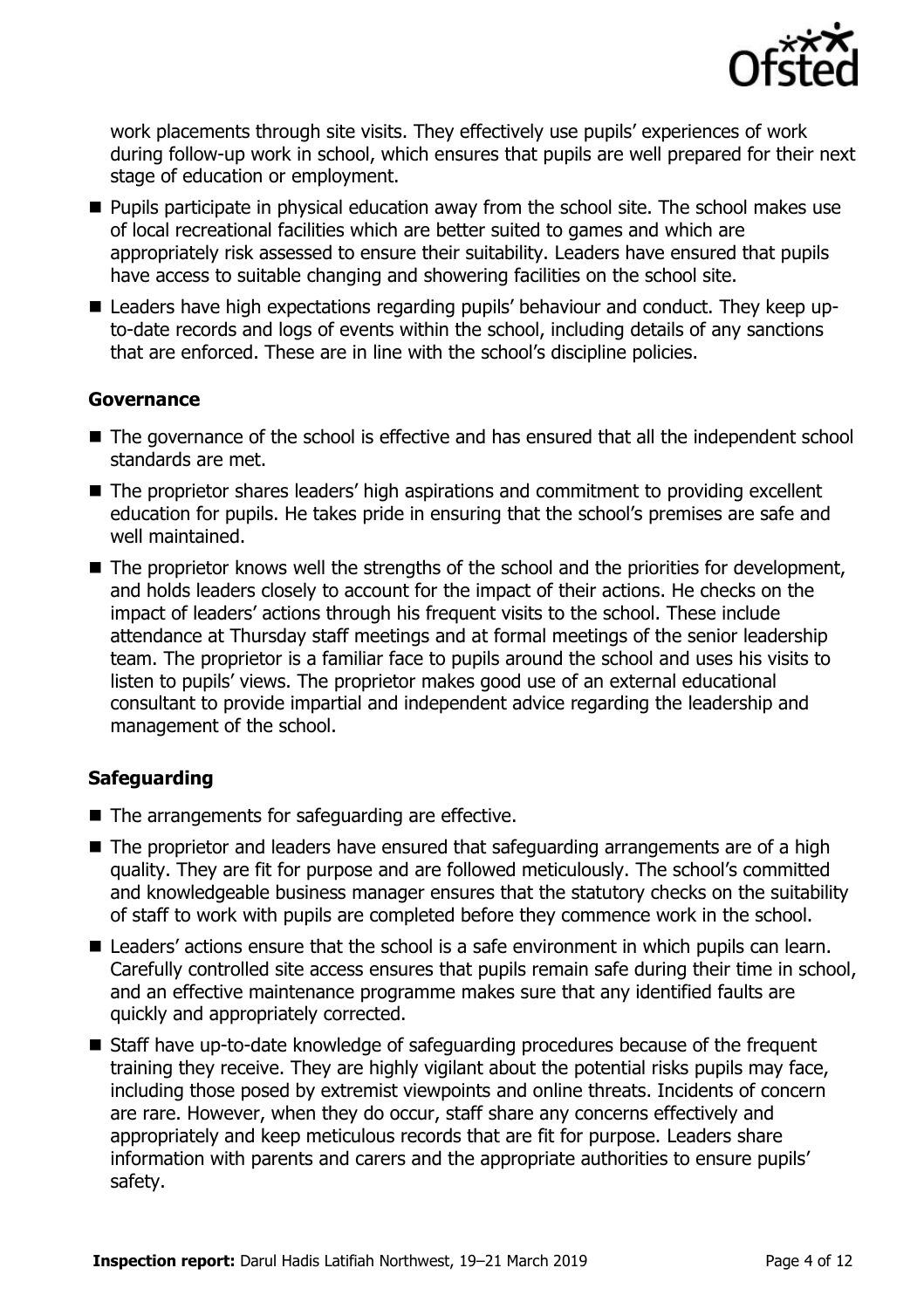work placements through site visits. They effectively use pupils' experiences of work during follow-up work in school, which ensures that pupils are well prepared for their next stage of education or employment.

- Pupils participate in physical education away from the school site. The school makes use of local recreational facilities which are better suited to games and which are appropriately risk assessed to ensure their suitability. Leaders have ensured that pupils have access to suitable changing and showering facilities on the school site.
- Leaders have high expectations regarding pupils' behaviour and conduct. They keep up-to-date records and logs of events within the school, including details of any sanctions that are enforced. These are in line with the school's discipline policies.

### Governance

- The governance of the school is effective and has ensured that all the independent school standards are met.
- The proprietor shares leaders' high aspirations and commitment to providing excellent education for pupils. He takes pride in ensuring that the school's premises are safe and well maintained.
- The proprietor knows well the strengths of the school and the priorities for development, and holds leaders closely to account for the impact of their actions. He checks on the impact of leaders' actions through his frequent visits to the school. These include attendance at Thursday staff meetings and at formal meetings of the senior leadership team. The proprietor is a familiar face to pupils around the school and uses his visits to listen to pupils' views. The proprietor makes good use of an external educational consultant to provide impartial and independent advice regarding the leadership and management of the school.

### Safeguarding

- The arrangements for safeguarding are effective.
- The proprietor and leaders have ensured that safeguarding arrangements are of a high quality. They are fit for purpose and are followed meticulously. The school's committed and knowledgeable business manager ensures that the statutory checks on the suitability of staff to work with pupils are completed before they commence work in the school.
- Leaders' actions ensure that the school is a safe environment in which pupils can learn. Carefully controlled site access ensures that pupils remain safe during their time in school, and an effective maintenance programme makes sure that any identified faults are quickly and appropriately corrected.
- Staff have up-to-date knowledge of safeguarding procedures because of the frequent training they receive. They are highly vigilant about the potential risks pupils may face, including those posed by extremist viewpoints and online threats. Incidents of concern are rare. However, when they do occur, staff share any concerns effectively and appropriately and keep meticulous records that are fit for purpose. Leaders share information with parents and carers and the appropriate authorities to ensure pupils' safety.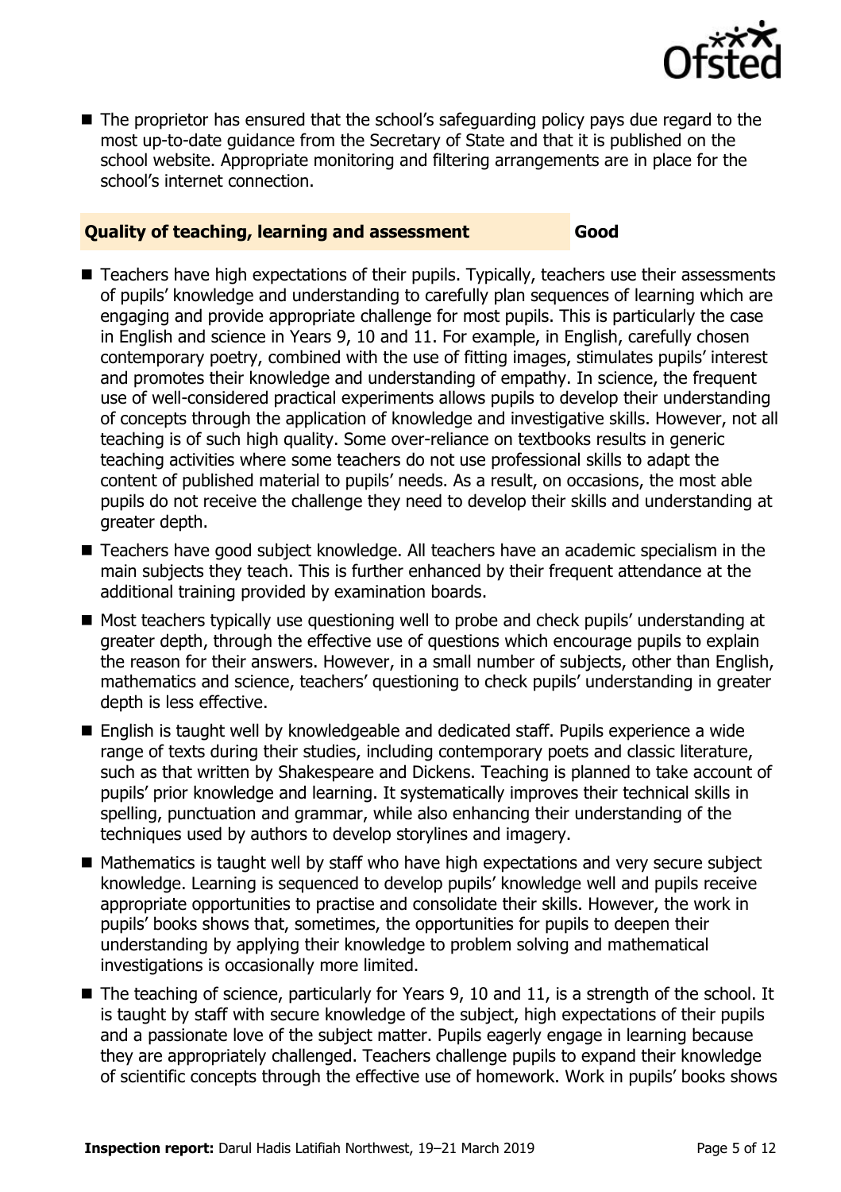- The proprietor has ensured that the school's safeguarding policy pays due regard to the most up-to-date guidance from the Secretary of State and that it is published on the school website. Appropriate monitoring and filtering arrangements are in place for the school's internet connection.

| **Quality of teaching, learning and assessment** | **Good** |
| --- | --- |

- Teachers have high expectations of their pupils. Typically, teachers use their assessments of pupils' knowledge and understanding to carefully plan sequences of learning which are engaging and provide appropriate challenge for most pupils. This is particularly the case in English and science in Years 9, 10 and 11. For example, in English, carefully chosen contemporary poetry, combined with the use of fitting images, stimulates pupils' interest and promotes their knowledge and understanding of empathy. In science, the frequent use of well-considered practical experiments allows pupils to develop their understanding of concepts through the application of knowledge and investigative skills. However, not all teaching is of such high quality. Some over-reliance on textbooks results in generic teaching activities where some teachers do not use professional skills to adapt the content of published material to pupils' needs. As a result, on occasions, the most able pupils do not receive the challenge they need to develop their skills and understanding at greater depth.
- Teachers have good subject knowledge. All teachers have an academic specialism in the main subjects they teach. This is further enhanced by their frequent attendance at the additional training provided by examination boards.
- Most teachers typically use questioning well to probe and check pupils' understanding at greater depth, through the effective use of questions which encourage pupils to explain the reason for their answers. However, in a small number of subjects, other than English, mathematics and science, teachers' questioning to check pupils' understanding in greater depth is less effective.
- English is taught well by knowledgeable and dedicated staff. Pupils experience a wide range of texts during their studies, including contemporary poets and classic literature, such as that written by Shakespeare and Dickens. Teaching is planned to take account of pupils' prior knowledge and learning. It systematically improves their technical skills in spelling, punctuation and grammar, while also enhancing their understanding of the techniques used by authors to develop storylines and imagery.
- Mathematics is taught well by staff who have high expectations and very secure subject knowledge. Learning is sequenced to develop pupils' knowledge well and pupils receive appropriate opportunities to practise and consolidate their skills. However, the work in pupils' books shows that, sometimes, the opportunities for pupils to deepen their understanding by applying their knowledge to problem solving and mathematical investigations is occasionally more limited.
- The teaching of science, particularly for Years 9, 10 and 11, is a strength of the school. It is taught by staff with secure knowledge of the subject, high expectations of their pupils and a passionate love of the subject matter. Pupils eagerly engage in learning because they are appropriately challenged. Teachers challenge pupils to expand their knowledge of scientific concepts through the effective use of homework. Work in pupils' books shows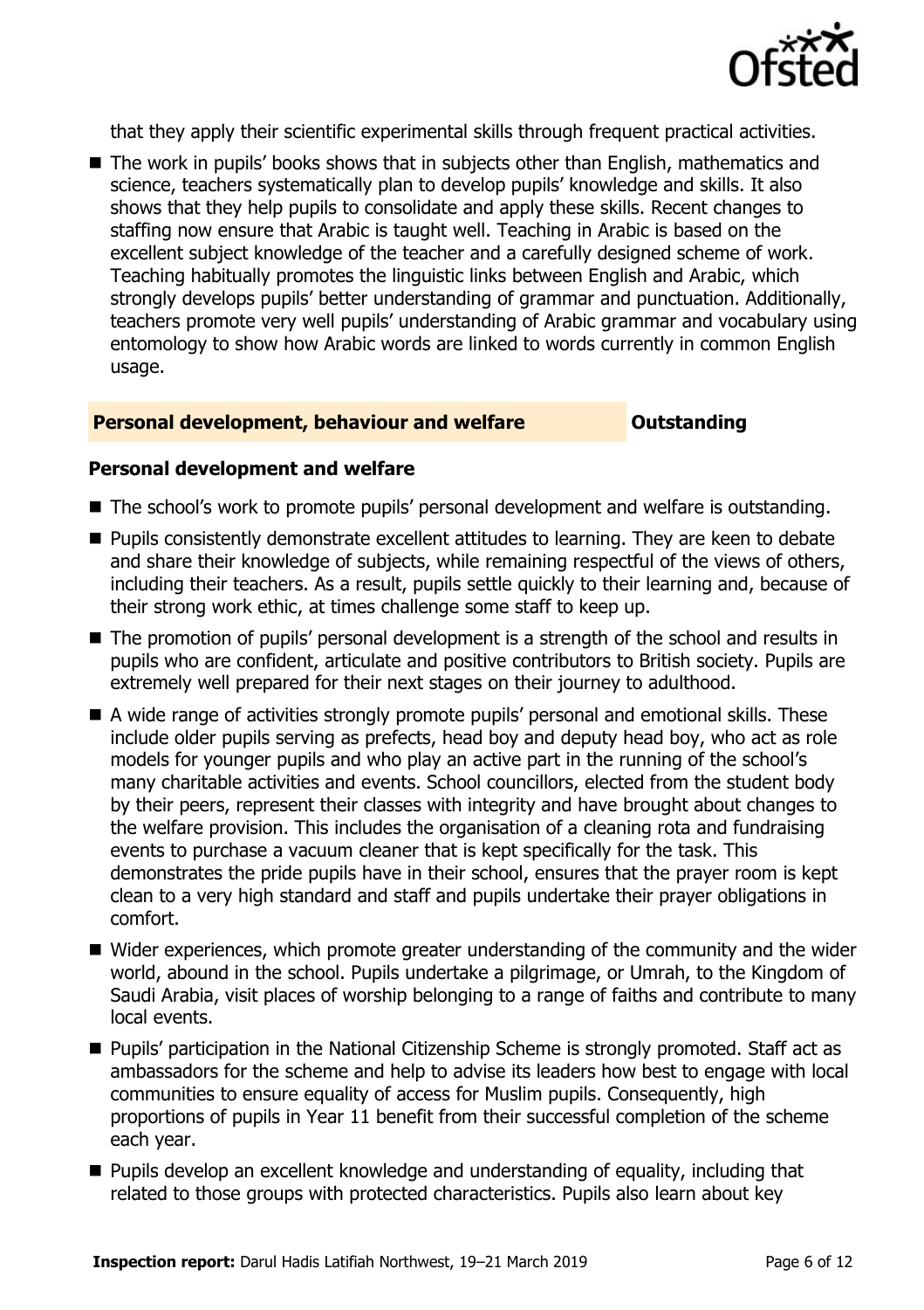that they apply their scientific experimental skills through frequent practical activities.

- The work in pupils' books shows that in subjects other than English, mathematics and science, teachers systematically plan to develop pupils' knowledge and skills. It also shows that they help pupils to consolidate and apply these skills. Recent changes to staffing now ensure that Arabic is taught well. Teaching in Arabic is based on the excellent subject knowledge of the teacher and a carefully designed scheme of work. Teaching habitually promotes the linguistic links between English and Arabic, which strongly develops pupils' better understanding of grammar and punctuation. Additionally, teachers promote very well pupils' understanding of Arabic grammar and vocabulary using entomology to show how Arabic words are linked to words currently in common English usage.

## Personal development, behaviour and welfare — Outstanding

### Personal development and welfare

- The school's work to promote pupils' personal development and welfare is outstanding.
- Pupils consistently demonstrate excellent attitudes to learning. They are keen to debate and share their knowledge of subjects, while remaining respectful of the views of others, including their teachers. As a result, pupils settle quickly to their learning and, because of their strong work ethic, at times challenge some staff to keep up.
- The promotion of pupils' personal development is a strength of the school and results in pupils who are confident, articulate and positive contributors to British society. Pupils are extremely well prepared for their next stages on their journey to adulthood.
- A wide range of activities strongly promote pupils' personal and emotional skills. These include older pupils serving as prefects, head boy and deputy head boy, who act as role models for younger pupils and who play an active part in the running of the school's many charitable activities and events. School councillors, elected from the student body by their peers, represent their classes with integrity and have brought about changes to the welfare provision. This includes the organisation of a cleaning rota and fundraising events to purchase a vacuum cleaner that is kept specifically for the task. This demonstrates the pride pupils have in their school, ensures that the prayer room is kept clean to a very high standard and staff and pupils undertake their prayer obligations in comfort.
- Wider experiences, which promote greater understanding of the community and the wider world, abound in the school. Pupils undertake a pilgrimage, or Umrah, to the Kingdom of Saudi Arabia, visit places of worship belonging to a range of faiths and contribute to many local events.
- Pupils' participation in the National Citizenship Scheme is strongly promoted. Staff act as ambassadors for the scheme and help to advise its leaders how best to engage with local communities to ensure equality of access for Muslim pupils. Consequently, high proportions of pupils in Year 11 benefit from their successful completion of the scheme each year.
- Pupils develop an excellent knowledge and understanding of equality, including that related to those groups with protected characteristics. Pupils also learn about key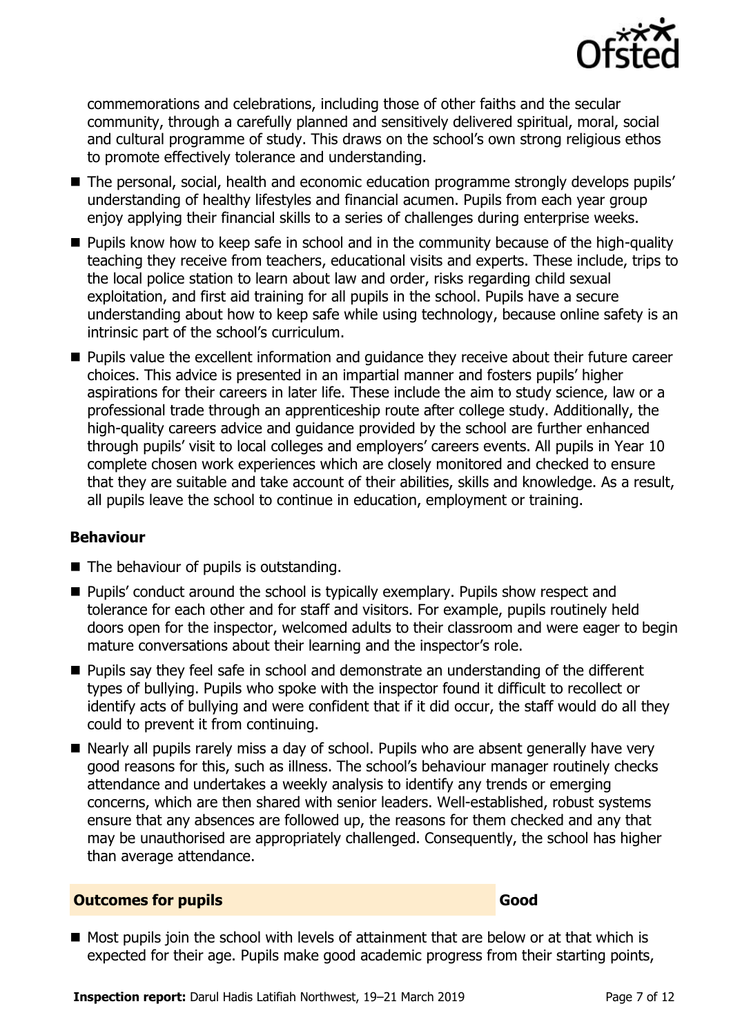commemorations and celebrations, including those of other faiths and the secular community, through a carefully planned and sensitively delivered spiritual, moral, social and cultural programme of study. This draws on the school's own strong religious ethos to promote effectively tolerance and understanding.

- The personal, social, health and economic education programme strongly develops pupils' understanding of healthy lifestyles and financial acumen. Pupils from each year group enjoy applying their financial skills to a series of challenges during enterprise weeks.
- Pupils know how to keep safe in school and in the community because of the high-quality teaching they receive from teachers, educational visits and experts. These include, trips to the local police station to learn about law and order, risks regarding child sexual exploitation, and first aid training for all pupils in the school. Pupils have a secure understanding about how to keep safe while using technology, because online safety is an intrinsic part of the school's curriculum.
- Pupils value the excellent information and guidance they receive about their future career choices. This advice is presented in an impartial manner and fosters pupils' higher aspirations for their careers in later life. These include the aim to study science, law or a professional trade through an apprenticeship route after college study. Additionally, the high-quality careers advice and guidance provided by the school are further enhanced through pupils' visit to local colleges and employers' careers events. All pupils in Year 10 complete chosen work experiences which are closely monitored and checked to ensure that they are suitable and take account of their abilities, skills and knowledge. As a result, all pupils leave the school to continue in education, employment or training.

### Behaviour

- The behaviour of pupils is outstanding.
- Pupils' conduct around the school is typically exemplary. Pupils show respect and tolerance for each other and for staff and visitors. For example, pupils routinely held doors open for the inspector, welcomed adults to their classroom and were eager to begin mature conversations about their learning and the inspector's role.
- Pupils say they feel safe in school and demonstrate an understanding of the different types of bullying. Pupils who spoke with the inspector found it difficult to recollect or identify acts of bullying and were confident that if it did occur, the staff would do all they could to prevent it from continuing.
- Nearly all pupils rarely miss a day of school. Pupils who are absent generally have very good reasons for this, such as illness. The school's behaviour manager routinely checks attendance and undertakes a weekly analysis to identify any trends or emerging concerns, which are then shared with senior leaders. Well-established, robust systems ensure that any absences are followed up, the reasons for them checked and any that may be unauthorised are appropriately challenged. Consequently, the school has higher than average attendance.

## Outcomes for pupils — Good

- Most pupils join the school with levels of attainment that are below or at that which is expected for their age. Pupils make good academic progress from their starting points,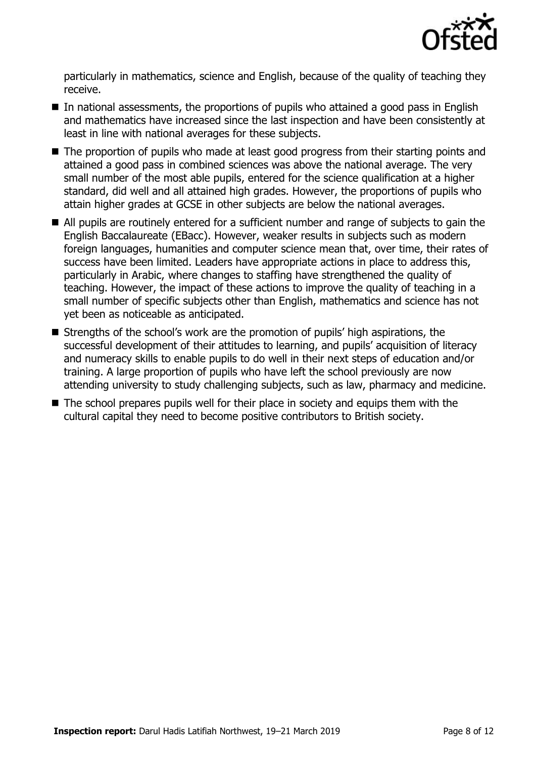particularly in mathematics, science and English, because of the quality of teaching they receive.

- In national assessments, the proportions of pupils who attained a good pass in English and mathematics have increased since the last inspection and have been consistently at least in line with national averages for these subjects.
- The proportion of pupils who made at least good progress from their starting points and attained a good pass in combined sciences was above the national average. The very small number of the most able pupils, entered for the science qualification at a higher standard, did well and all attained high grades. However, the proportions of pupils who attain higher grades at GCSE in other subjects are below the national averages.
- All pupils are routinely entered for a sufficient number and range of subjects to gain the English Baccalaureate (EBacc). However, weaker results in subjects such as modern foreign languages, humanities and computer science mean that, over time, their rates of success have been limited. Leaders have appropriate actions in place to address this, particularly in Arabic, where changes to staffing have strengthened the quality of teaching. However, the impact of these actions to improve the quality of teaching in a small number of specific subjects other than English, mathematics and science has not yet been as noticeable as anticipated.
- Strengths of the school's work are the promotion of pupils' high aspirations, the successful development of their attitudes to learning, and pupils' acquisition of literacy and numeracy skills to enable pupils to do well in their next steps of education and/or training. A large proportion of pupils who have left the school previously are now attending university to study challenging subjects, such as law, pharmacy and medicine.
- The school prepares pupils well for their place in society and equips them with the cultural capital they need to become positive contributors to British society.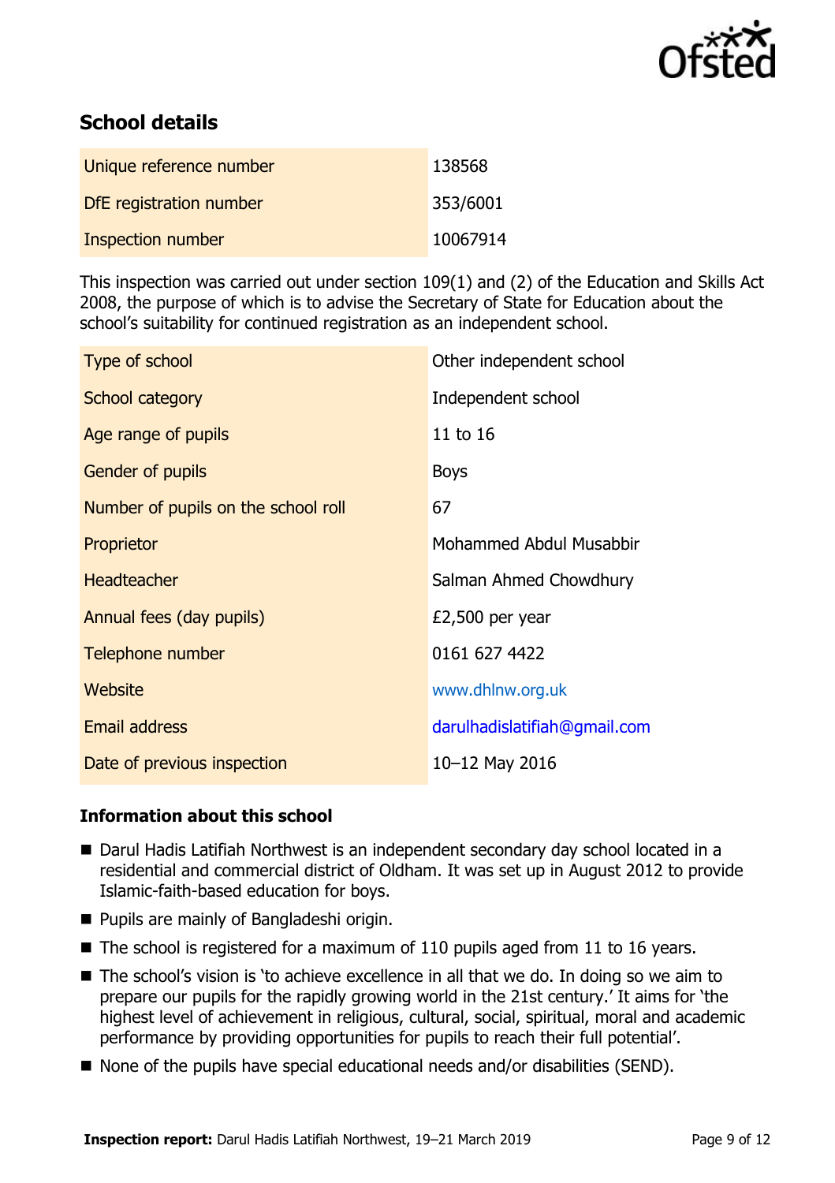## School details

| Unique reference number | 138568 |
| --- | --- |
| DfE registration number | 353/6001 |
| Inspection number | 10067914 |

This inspection was carried out under section 109(1) and (2) of the Education and Skills Act 2008, the purpose of which is to advise the Secretary of State for Education about the school's suitability for continued registration as an independent school.

| Type of school | Other independent school |
| --- | --- |
| School category | Independent school |
| Age range of pupils | 11 to 16 |
| Gender of pupils | Boys |
| Number of pupils on the school roll | 67 |
| Proprietor | Mohammed Abdul Musabbir |
| Headteacher | Salman Ahmed Chowdhury |
| Annual fees (day pupils) | £2,500 per year |
| Telephone number | 0161 627 4422 |
| Website | www.dhlnw.org.uk |
| Email address | darulhadislatifiah@gmail.com |
| Date of previous inspection | 10–12 May 2016 |

### Information about this school

- Darul Hadis Latifiah Northwest is an independent secondary day school located in a residential and commercial district of Oldham. It was set up in August 2012 to provide Islamic-faith-based education for boys.
- Pupils are mainly of Bangladeshi origin.
- The school is registered for a maximum of 110 pupils aged from 11 to 16 years.
- The school's vision is 'to achieve excellence in all that we do. In doing so we aim to prepare our pupils for the rapidly growing world in the 21st century.' It aims for 'the highest level of achievement in religious, cultural, social, spiritual, moral and academic performance by providing opportunities for pupils to reach their full potential'.
- None of the pupils have special educational needs and/or disabilities (SEND).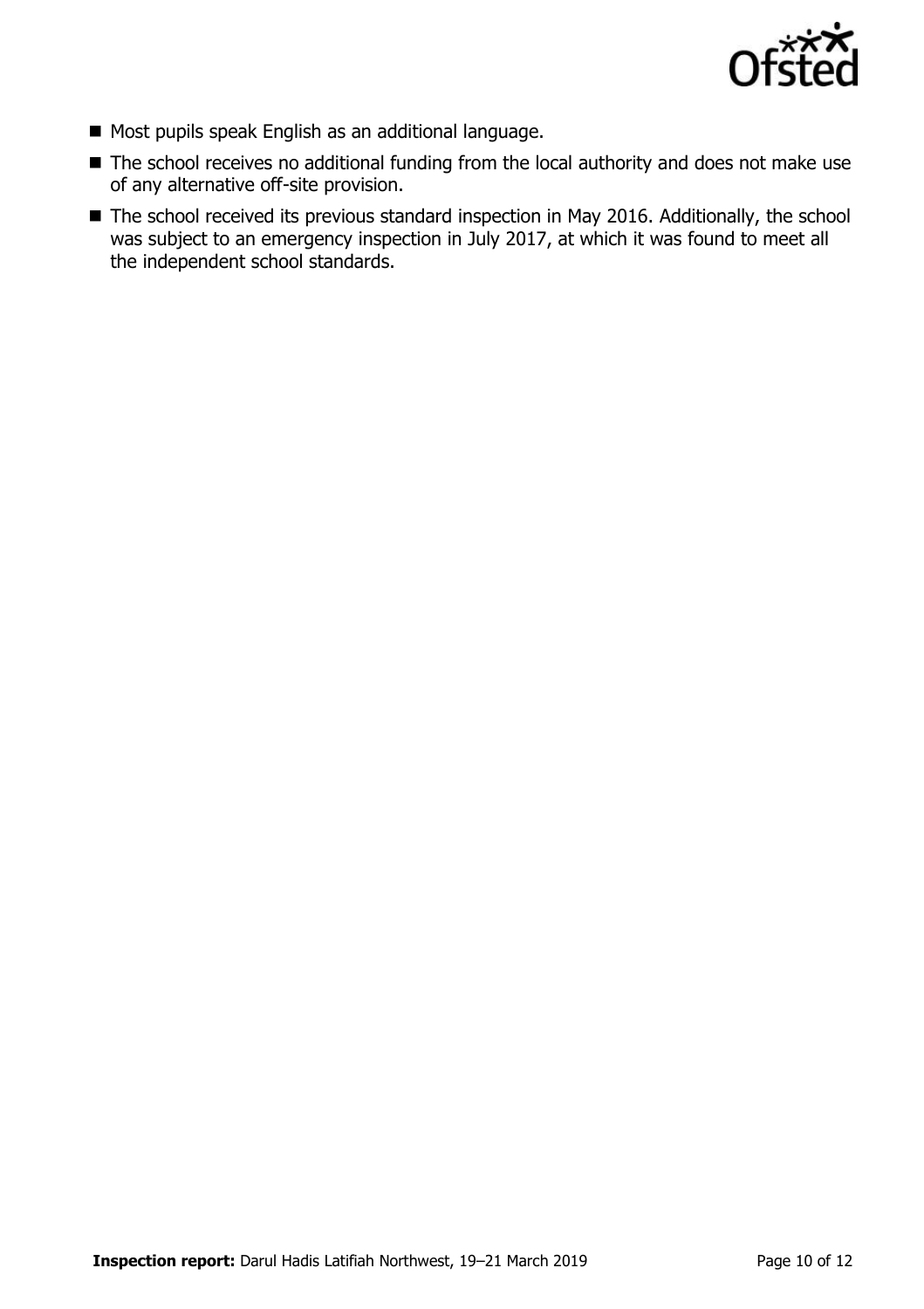- Most pupils speak English as an additional language.
- The school receives no additional funding from the local authority and does not make use of any alternative off-site provision.
- The school received its previous standard inspection in May 2016. Additionally, the school was subject to an emergency inspection in July 2017, at which it was found to meet all the independent school standards.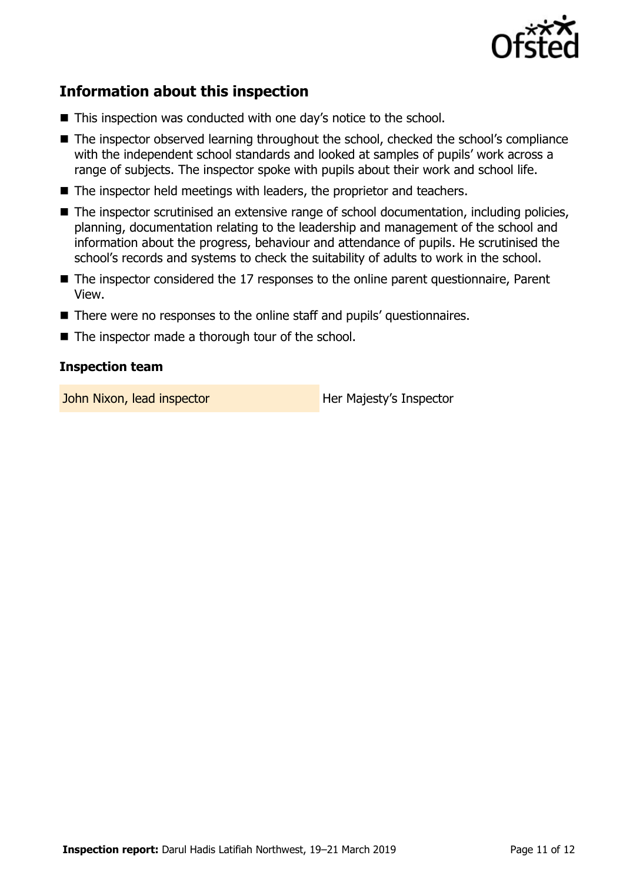## Information about this inspection

- This inspection was conducted with one day's notice to the school.
- The inspector observed learning throughout the school, checked the school's compliance with the independent school standards and looked at samples of pupils' work across a range of subjects. The inspector spoke with pupils about their work and school life.
- The inspector held meetings with leaders, the proprietor and teachers.
- The inspector scrutinised an extensive range of school documentation, including policies, planning, documentation relating to the leadership and management of the school and information about the progress, behaviour and attendance of pupils. He scrutinised the school's records and systems to check the suitability of adults to work in the school.
- The inspector considered the 17 responses to the online parent questionnaire, Parent View.
- There were no responses to the online staff and pupils' questionnaires.
- The inspector made a thorough tour of the school.

### Inspection team

| | |
|---|---|
| John Nixon, lead inspector | Her Majesty's Inspector |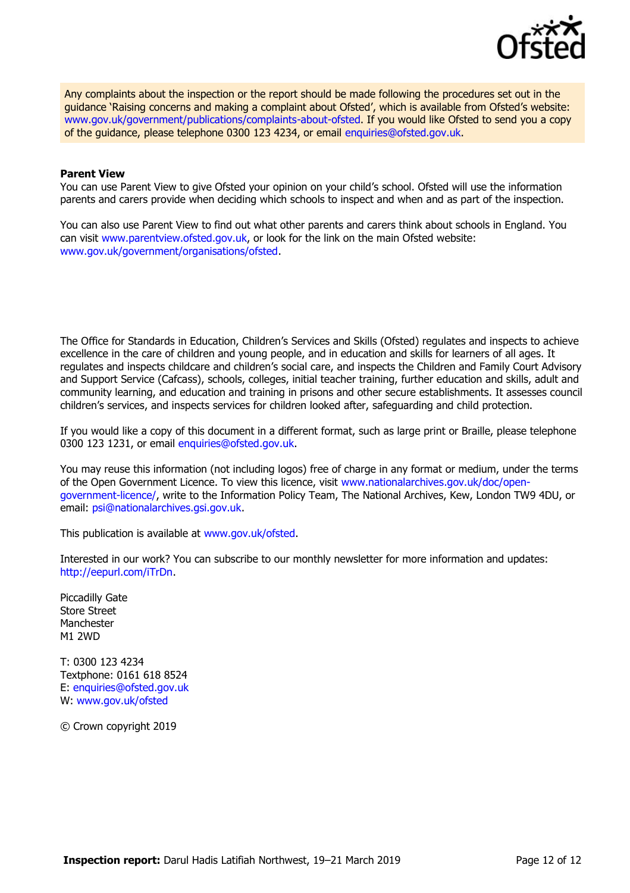Any complaints about the inspection or the report should be made following the procedures set out in the guidance 'Raising concerns and making a complaint about Ofsted', which is available from Ofsted's website: www.gov.uk/government/publications/complaints-about-ofsted. If you would like Ofsted to send you a copy of the guidance, please telephone 0300 123 4234, or email enquiries@ofsted.gov.uk.

**Parent View**

You can use Parent View to give Ofsted your opinion on your child's school. Ofsted will use the information parents and carers provide when deciding which schools to inspect and when and as part of the inspection.

You can also use Parent View to find out what other parents and carers think about schools in England. You can visit www.parentview.ofsted.gov.uk, or look for the link on the main Ofsted website: www.gov.uk/government/organisations/ofsted.

The Office for Standards in Education, Children's Services and Skills (Ofsted) regulates and inspects to achieve excellence in the care of children and young people, and in education and skills for learners of all ages. It regulates and inspects childcare and children's social care, and inspects the Children and Family Court Advisory and Support Service (Cafcass), schools, colleges, initial teacher training, further education and skills, adult and community learning, and education and training in prisons and other secure establishments. It assesses council children's services, and inspects services for children looked after, safeguarding and child protection.

If you would like a copy of this document in a different format, such as large print or Braille, please telephone 0300 123 1231, or email enquiries@ofsted.gov.uk.

You may reuse this information (not including logos) free of charge in any format or medium, under the terms of the Open Government Licence. To view this licence, visit www.nationalarchives.gov.uk/doc/open-government-licence/, write to the Information Policy Team, The National Archives, Kew, London TW9 4DU, or email: psi@nationalarchives.gsi.gov.uk.

This publication is available at www.gov.uk/ofsted.

Interested in our work? You can subscribe to our monthly newsletter for more information and updates: http://eepurl.com/iTrDn.

Piccadilly Gate
Store Street
Manchester
M1 2WD

T: 0300 123 4234
Textphone: 0161 618 8524
E: enquiries@ofsted.gov.uk
W: www.gov.uk/ofsted

© Crown copyright 2019